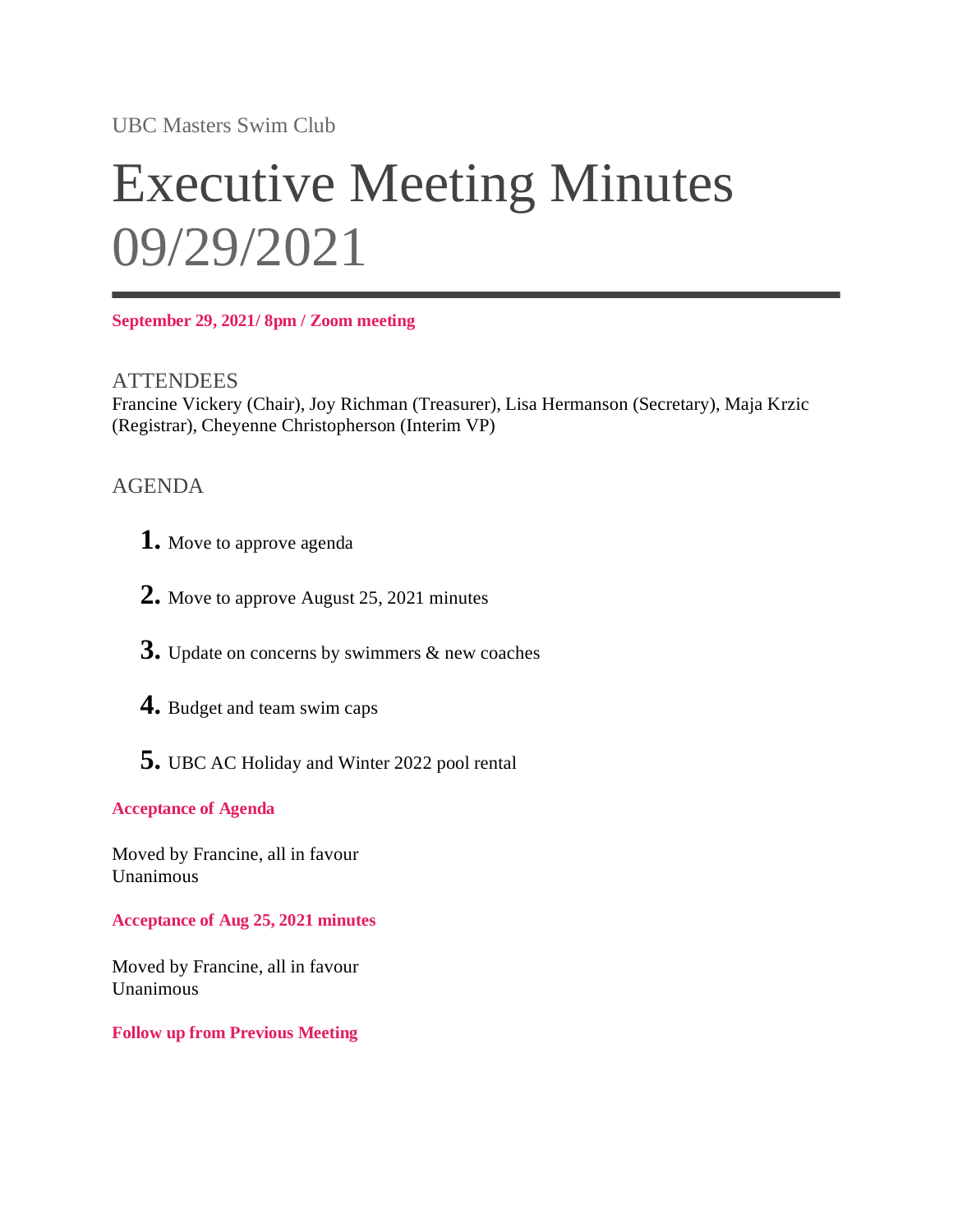UBC Masters Swim Club

# Executive Meeting Minutes 09/29/2021

**September 29, 2021/ 8pm / Zoom meeting**

## ATTENDEES

Francine Vickery (Chair), Joy Richman (Treasurer), Lisa Hermanson (Secretary), Maja Krzic (Registrar), Cheyenne Christopherson (Interim VP)

## AGENDA

1. Move to approve agenda
2. Move to approve August 25, 2021 minutes
3. Update on concerns by swimmers & new coaches
4. Budget and team swim caps
5. UBC AC Holiday and Winter 2022 pool rental

**Acceptance of Agenda**

Moved by Francine, all in favour
Unanimous

**Acceptance of Aug 25, 2021 minutes**

Moved by Francine, all in favour
Unanimous

**Follow up from Previous Meeting**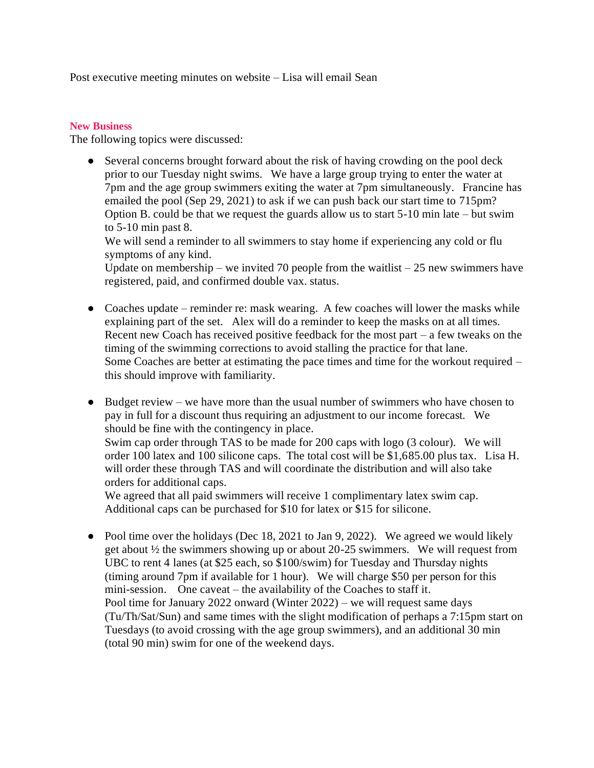Post executive meeting minutes on website – Lisa will email Sean

**New Business**

The following topics were discussed:

- Several concerns brought forward about the risk of having crowding on the pool deck prior to our Tuesday night swims. We have a large group trying to enter the water at 7pm and the age group swimmers exiting the water at 7pm simultaneously. Francine has emailed the pool (Sep 29, 2021) to ask if we can push back our start time to 715pm? Option B. could be that we request the guards allow us to start 5-10 min late – but swim to 5-10 min past 8.
  We will send a reminder to all swimmers to stay home if experiencing any cold or flu symptoms of any kind.
  Update on membership – we invited 70 people from the waitlist – 25 new swimmers have registered, paid, and confirmed double vax. status.

- Coaches update – reminder re: mask wearing. A few coaches will lower the masks while explaining part of the set. Alex will do a reminder to keep the masks on at all times.
  Recent new Coach has received positive feedback for the most part – a few tweaks on the timing of the swimming corrections to avoid stalling the practice for that lane.
  Some Coaches are better at estimating the pace times and time for the workout required – this should improve with familiarity.

- Budget review – we have more than the usual number of swimmers who have chosen to pay in full for a discount thus requiring an adjustment to our income forecast. We should be fine with the contingency in place.
  Swim cap order through TAS to be made for 200 caps with logo (3 colour). We will order 100 latex and 100 silicone caps. The total cost will be $1,685.00 plus tax. Lisa H. will order these through TAS and will coordinate the distribution and will also take orders for additional caps.
  We agreed that all paid swimmers will receive 1 complimentary latex swim cap. Additional caps can be purchased for $10 for latex or $15 for silicone.

- Pool time over the holidays (Dec 18, 2021 to Jan 9, 2022). We agreed we would likely get about ½ the swimmers showing up or about 20-25 swimmers. We will request from UBC to rent 4 lanes (at $25 each, so $100/swim) for Tuesday and Thursday nights (timing around 7pm if available for 1 hour). We will charge $50 per person for this mini-session. One caveat – the availability of the Coaches to staff it.
  Pool time for January 2022 onward (Winter 2022) – we will request same days (Tu/Th/Sat/Sun) and same times with the slight modification of perhaps a 7:15pm start on Tuesdays (to avoid crossing with the age group swimmers), and an additional 30 min (total 90 min) swim for one of the weekend days.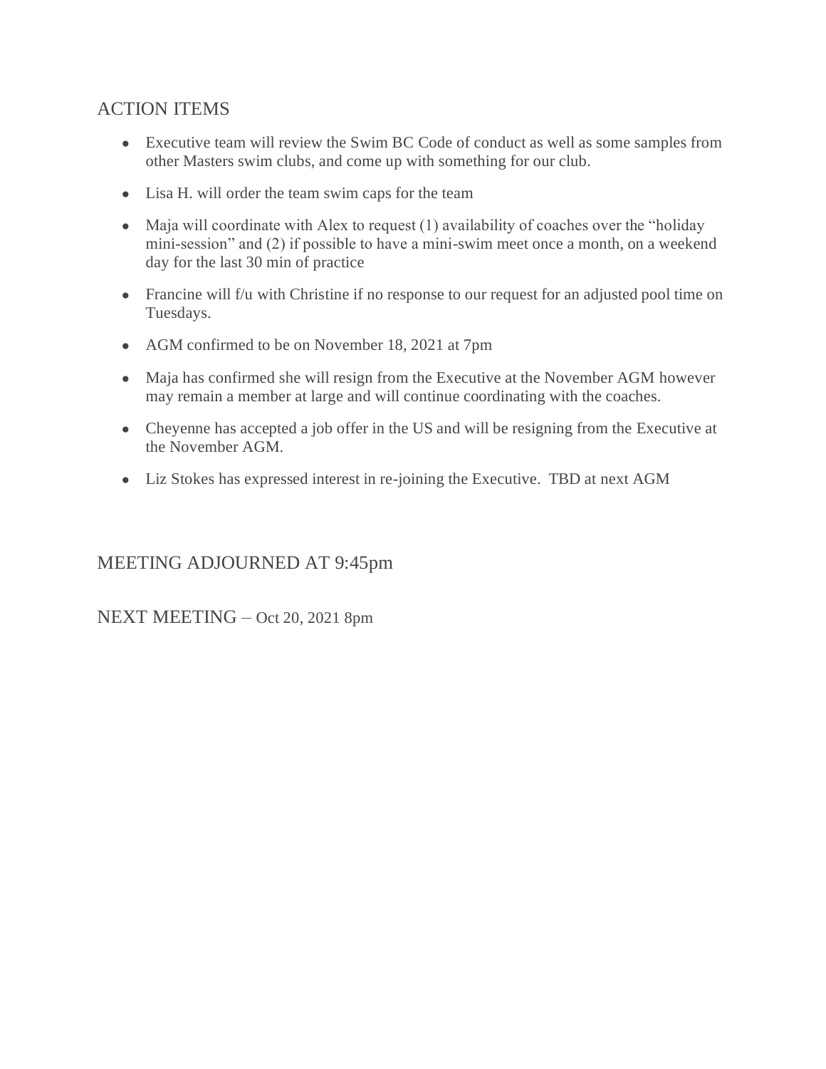## ACTION ITEMS

- Executive team will review the Swim BC Code of conduct as well as some samples from other Masters swim clubs, and come up with something for our club.
- Lisa H. will order the team swim caps for the team
- Maja will coordinate with Alex to request (1) availability of coaches over the "holiday mini-session" and (2) if possible to have a mini-swim meet once a month, on a weekend day for the last 30 min of practice
- Francine will f/u with Christine if no response to our request for an adjusted pool time on Tuesdays.
- AGM confirmed to be on November 18, 2021 at 7pm
- Maja has confirmed she will resign from the Executive at the November AGM however may remain a member at large and will continue coordinating with the coaches.
- Cheyenne has accepted a job offer in the US and will be resigning from the Executive at the November AGM.
- Liz Stokes has expressed interest in re-joining the Executive. TBD at next AGM

## MEETING ADJOURNED AT 9:45pm

## NEXT MEETING – Oct 20, 2021 8pm